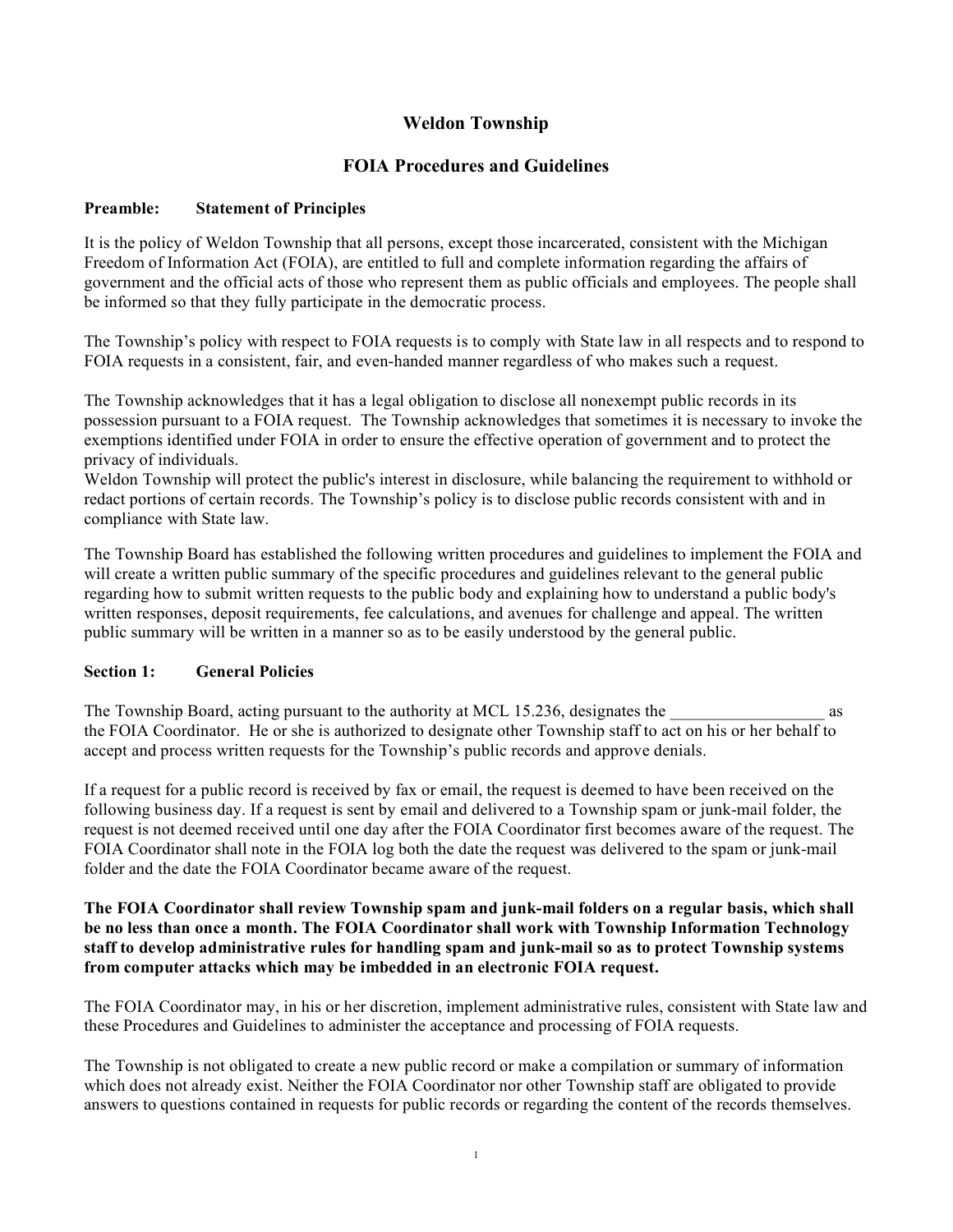# Weldon Township

## FOIA Procedures and Guidelines

**Preamble: Statement of Principles**

It is the policy of Weldon Township that all persons, except those incarcerated, consistent with the Michigan Freedom of Information Act (FOIA), are entitled to full and complete information regarding the affairs of government and the official acts of those who represent them as public officials and employees. The people shall be informed so that they fully participate in the democratic process.

The Township's policy with respect to FOIA requests is to comply with State law in all respects and to respond to FOIA requests in a consistent, fair, and even-handed manner regardless of who makes such a request.

The Township acknowledges that it has a legal obligation to disclose all nonexempt public records in its possession pursuant to a FOIA request. The Township acknowledges that sometimes it is necessary to invoke the exemptions identified under FOIA in order to ensure the effective operation of government and to protect the privacy of individuals.

Weldon Township will protect the public's interest in disclosure, while balancing the requirement to withhold or redact portions of certain records. The Township's policy is to disclose public records consistent with and in compliance with State law.

The Township Board has established the following written procedures and guidelines to implement the FOIA and will create a written public summary of the specific procedures and guidelines relevant to the general public regarding how to submit written requests to the public body and explaining how to understand a public body's written responses, deposit requirements, fee calculations, and avenues for challenge and appeal. The written public summary will be written in a manner so as to be easily understood by the general public.

**Section 1: General Policies**

The Township Board, acting pursuant to the authority at MCL 15.236, designates the __________________ as the FOIA Coordinator. He or she is authorized to designate other Township staff to act on his or her behalf to accept and process written requests for the Township's public records and approve denials.

If a request for a public record is received by fax or email, the request is deemed to have been received on the following business day. If a request is sent by email and delivered to a Township spam or junk-mail folder, the request is not deemed received until one day after the FOIA Coordinator first becomes aware of the request. The FOIA Coordinator shall note in the FOIA log both the date the request was delivered to the spam or junk-mail folder and the date the FOIA Coordinator became aware of the request.

**The FOIA Coordinator shall review Township spam and junk-mail folders on a regular basis, which shall be no less than once a month. The FOIA Coordinator shall work with Township Information Technology staff to develop administrative rules for handling spam and junk-mail so as to protect Township systems from computer attacks which may be imbedded in an electronic FOIA request.**

The FOIA Coordinator may, in his or her discretion, implement administrative rules, consistent with State law and these Procedures and Guidelines to administer the acceptance and processing of FOIA requests.

The Township is not obligated to create a new public record or make a compilation or summary of information which does not already exist. Neither the FOIA Coordinator nor other Township staff are obligated to provide answers to questions contained in requests for public records or regarding the content of the records themselves.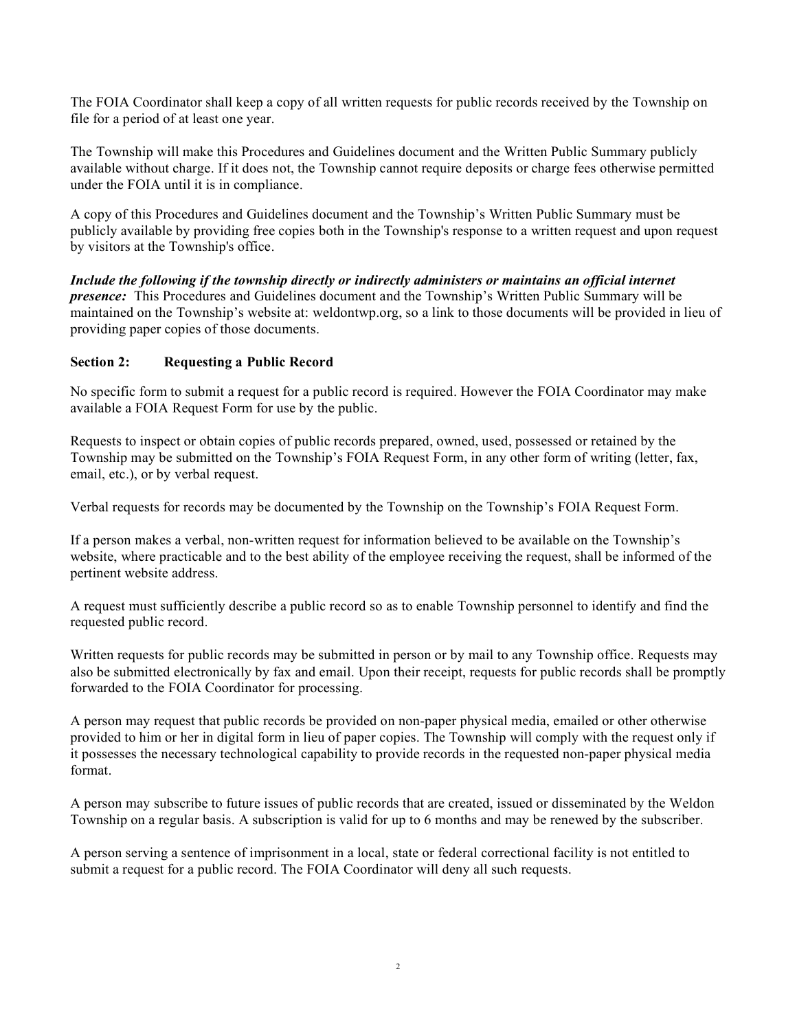The FOIA Coordinator shall keep a copy of all written requests for public records received by the Township on file for a period of at least one year.

The Township will make this Procedures and Guidelines document and the Written Public Summary publicly available without charge. If it does not, the Township cannot require deposits or charge fees otherwise permitted under the FOIA until it is in compliance.

A copy of this Procedures and Guidelines document and the Township's Written Public Summary must be publicly available by providing free copies both in the Township's response to a written request and upon request by visitors at the Township's office.

***Include the following if the township directly or indirectly administers or maintains an official internet presence:*** This Procedures and Guidelines document and the Township's Written Public Summary will be maintained on the Township's website at: weldontwp.org, so a link to those documents will be provided in lieu of providing paper copies of those documents.

## Section 2: Requesting a Public Record

No specific form to submit a request for a public record is required. However the FOIA Coordinator may make available a FOIA Request Form for use by the public.

Requests to inspect or obtain copies of public records prepared, owned, used, possessed or retained by the Township may be submitted on the Township's FOIA Request Form, in any other form of writing (letter, fax, email, etc.), or by verbal request.

Verbal requests for records may be documented by the Township on the Township's FOIA Request Form.

If a person makes a verbal, non-written request for information believed to be available on the Township's website, where practicable and to the best ability of the employee receiving the request, shall be informed of the pertinent website address.

A request must sufficiently describe a public record so as to enable Township personnel to identify and find the requested public record.

Written requests for public records may be submitted in person or by mail to any Township office. Requests may also be submitted electronically by fax and email. Upon their receipt, requests for public records shall be promptly forwarded to the FOIA Coordinator for processing.

A person may request that public records be provided on non-paper physical media, emailed or other otherwise provided to him or her in digital form in lieu of paper copies. The Township will comply with the request only if it possesses the necessary technological capability to provide records in the requested non-paper physical media format.

A person may subscribe to future issues of public records that are created, issued or disseminated by the Weldon Township on a regular basis. A subscription is valid for up to 6 months and may be renewed by the subscriber.

A person serving a sentence of imprisonment in a local, state or federal correctional facility is not entitled to submit a request for a public record. The FOIA Coordinator will deny all such requests.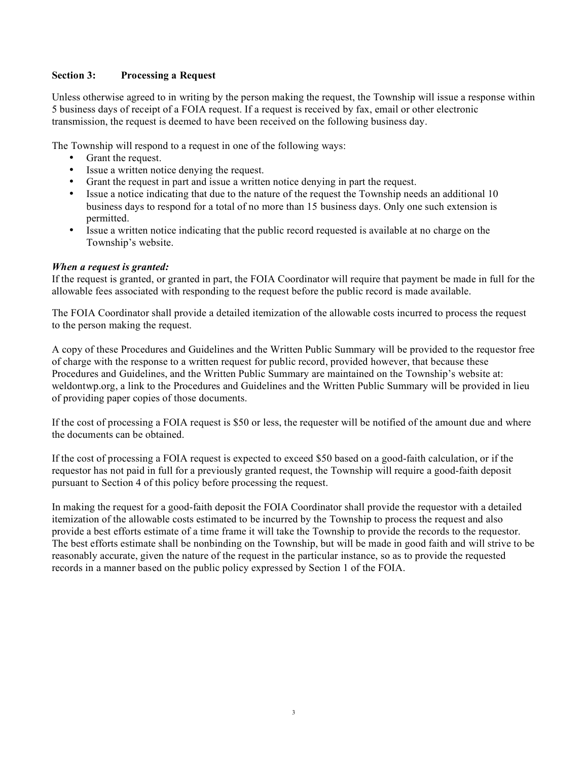**Section 3: Processing a Request**

Unless otherwise agreed to in writing by the person making the request, the Township will issue a response within 5 business days of receipt of a FOIA request. If a request is received by fax, email or other electronic transmission, the request is deemed to have been received on the following business day.

The Township will respond to a request in one of the following ways:

- Grant the request.
- Issue a written notice denying the request.
- Grant the request in part and issue a written notice denying in part the request.
- Issue a notice indicating that due to the nature of the request the Township needs an additional 10 business days to respond for a total of no more than 15 business days. Only one such extension is permitted.
- Issue a written notice indicating that the public record requested is available at no charge on the Township's website.

***When a request is granted:***

If the request is granted, or granted in part, the FOIA Coordinator will require that payment be made in full for the allowable fees associated with responding to the request before the public record is made available.

The FOIA Coordinator shall provide a detailed itemization of the allowable costs incurred to process the request to the person making the request.

A copy of these Procedures and Guidelines and the Written Public Summary will be provided to the requestor free of charge with the response to a written request for public record, provided however, that because these Procedures and Guidelines, and the Written Public Summary are maintained on the Township's website at: weldontwp.org, a link to the Procedures and Guidelines and the Written Public Summary will be provided in lieu of providing paper copies of those documents.

If the cost of processing a FOIA request is $50 or less, the requester will be notified of the amount due and where the documents can be obtained.

If the cost of processing a FOIA request is expected to exceed $50 based on a good-faith calculation, or if the requestor has not paid in full for a previously granted request, the Township will require a good-faith deposit pursuant to Section 4 of this policy before processing the request.

In making the request for a good-faith deposit the FOIA Coordinator shall provide the requestor with a detailed itemization of the allowable costs estimated to be incurred by the Township to process the request and also provide a best efforts estimate of a time frame it will take the Township to provide the records to the requestor. The best efforts estimate shall be nonbinding on the Township, but will be made in good faith and will strive to be reasonably accurate, given the nature of the request in the particular instance, so as to provide the requested records in a manner based on the public policy expressed by Section 1 of the FOIA.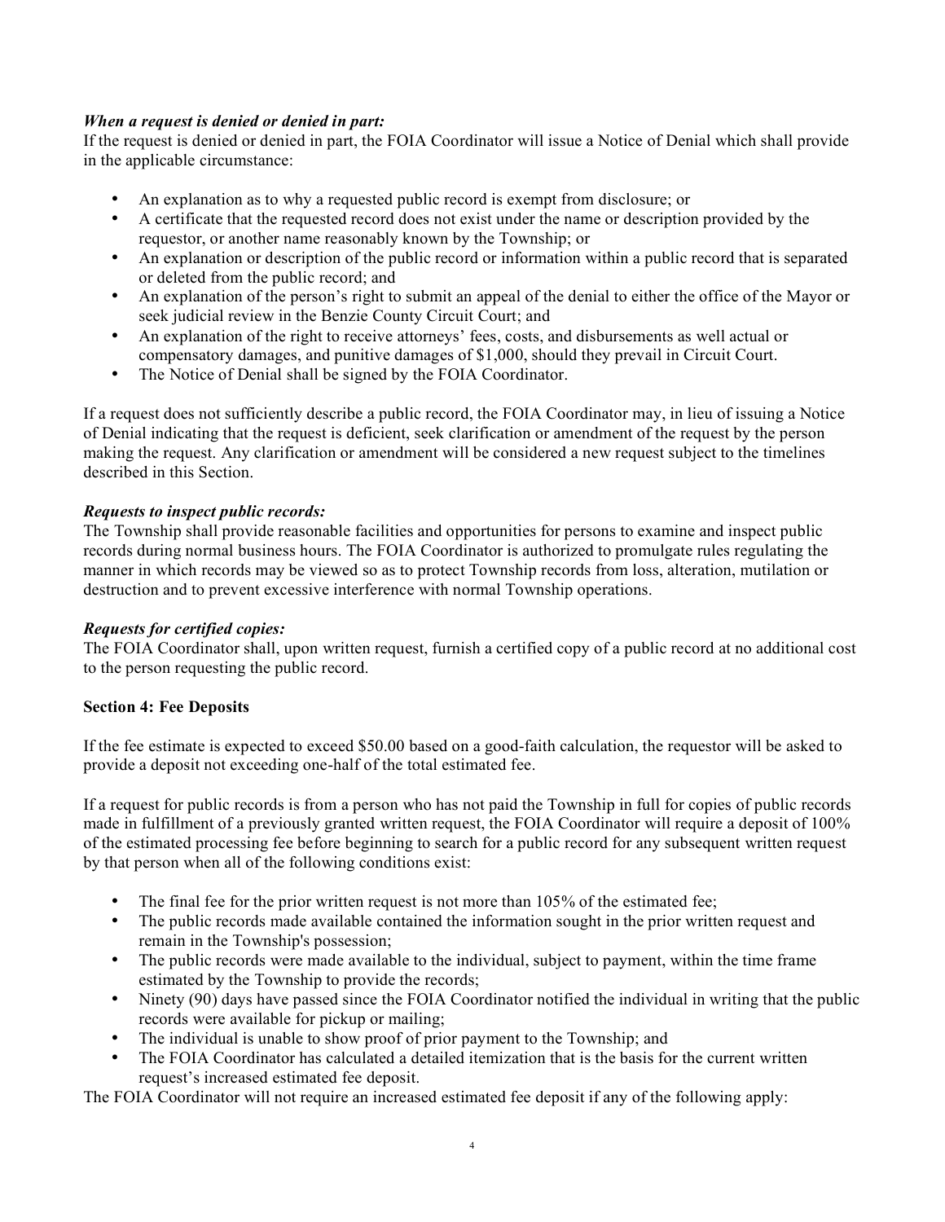***When a request is denied or denied in part:***
If the request is denied or denied in part, the FOIA Coordinator will issue a Notice of Denial which shall provide in the applicable circumstance:

- An explanation as to why a requested public record is exempt from disclosure; or
- A certificate that the requested record does not exist under the name or description provided by the requestor, or another name reasonably known by the Township; or
- An explanation or description of the public record or information within a public record that is separated or deleted from the public record; and
- An explanation of the person's right to submit an appeal of the denial to either the office of the Mayor or seek judicial review in the Benzie County Circuit Court; and
- An explanation of the right to receive attorneys' fees, costs, and disbursements as well actual or compensatory damages, and punitive damages of $1,000, should they prevail in Circuit Court.
- The Notice of Denial shall be signed by the FOIA Coordinator.

If a request does not sufficiently describe a public record, the FOIA Coordinator may, in lieu of issuing a Notice of Denial indicating that the request is deficient, seek clarification or amendment of the request by the person making the request. Any clarification or amendment will be considered a new request subject to the timelines described in this Section.

***Requests to inspect public records:***
The Township shall provide reasonable facilities and opportunities for persons to examine and inspect public records during normal business hours. The FOIA Coordinator is authorized to promulgate rules regulating the manner in which records may be viewed so as to protect Township records from loss, alteration, mutilation or destruction and to prevent excessive interference with normal Township operations.

***Requests for certified copies:***
The FOIA Coordinator shall, upon written request, furnish a certified copy of a public record at no additional cost to the person requesting the public record.

**Section 4: Fee Deposits**

If the fee estimate is expected to exceed $50.00 based on a good-faith calculation, the requestor will be asked to provide a deposit not exceeding one-half of the total estimated fee.

If a request for public records is from a person who has not paid the Township in full for copies of public records made in fulfillment of a previously granted written request, the FOIA Coordinator will require a deposit of 100% of the estimated processing fee before beginning to search for a public record for any subsequent written request by that person when all of the following conditions exist:

- The final fee for the prior written request is not more than 105% of the estimated fee;
- The public records made available contained the information sought in the prior written request and remain in the Township's possession;
- The public records were made available to the individual, subject to payment, within the time frame estimated by the Township to provide the records;
- Ninety (90) days have passed since the FOIA Coordinator notified the individual in writing that the public records were available for pickup or mailing;
- The individual is unable to show proof of prior payment to the Township; and
- The FOIA Coordinator has calculated a detailed itemization that is the basis for the current written request's increased estimated fee deposit.

The FOIA Coordinator will not require an increased estimated fee deposit if any of the following apply: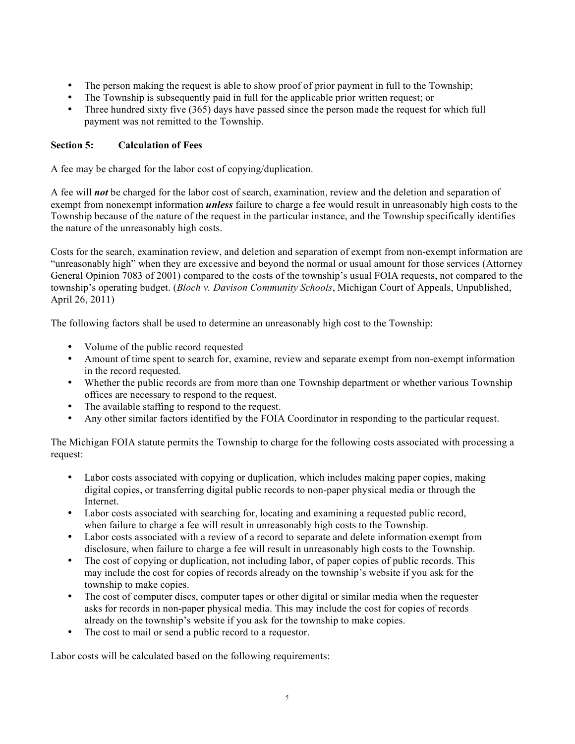- The person making the request is able to show proof of prior payment in full to the Township;
- The Township is subsequently paid in full for the applicable prior written request; or
- Three hundred sixty five (365) days have passed since the person made the request for which full payment was not remitted to the Township.

**Section 5: Calculation of Fees**

A fee may be charged for the labor cost of copying/duplication.

A fee will ***not*** be charged for the labor cost of search, examination, review and the deletion and separation of exempt from nonexempt information ***unless*** failure to charge a fee would result in unreasonably high costs to the Township because of the nature of the request in the particular instance, and the Township specifically identifies the nature of the unreasonably high costs.

Costs for the search, examination review, and deletion and separation of exempt from non-exempt information are "unreasonably high" when they are excessive and beyond the normal or usual amount for those services (Attorney General Opinion 7083 of 2001) compared to the costs of the township's usual FOIA requests, not compared to the township's operating budget. (*Bloch v. Davison Community Schools*, Michigan Court of Appeals, Unpublished, April 26, 2011)

The following factors shall be used to determine an unreasonably high cost to the Township:

- Volume of the public record requested
- Amount of time spent to search for, examine, review and separate exempt from non-exempt information in the record requested.
- Whether the public records are from more than one Township department or whether various Township offices are necessary to respond to the request.
- The available staffing to respond to the request.
- Any other similar factors identified by the FOIA Coordinator in responding to the particular request.

The Michigan FOIA statute permits the Township to charge for the following costs associated with processing a request:

- Labor costs associated with copying or duplication, which includes making paper copies, making digital copies, or transferring digital public records to non-paper physical media or through the Internet.
- Labor costs associated with searching for, locating and examining a requested public record, when failure to charge a fee will result in unreasonably high costs to the Township.
- Labor costs associated with a review of a record to separate and delete information exempt from disclosure, when failure to charge a fee will result in unreasonably high costs to the Township.
- The cost of copying or duplication, not including labor, of paper copies of public records. This may include the cost for copies of records already on the township's website if you ask for the township to make copies.
- The cost of computer discs, computer tapes or other digital or similar media when the requester asks for records in non-paper physical media. This may include the cost for copies of records already on the township's website if you ask for the township to make copies.
- The cost to mail or send a public record to a requestor.

Labor costs will be calculated based on the following requirements: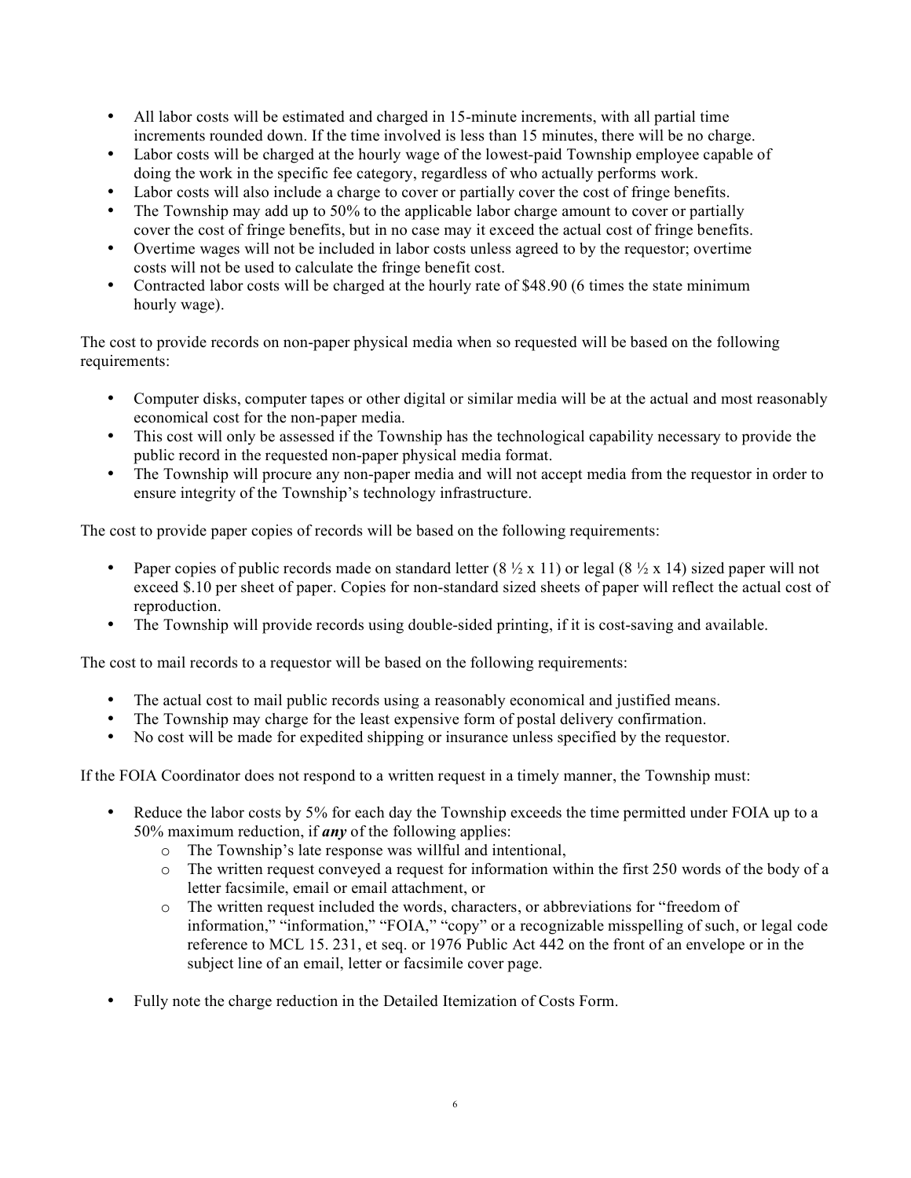- All labor costs will be estimated and charged in 15-minute increments, with all partial time increments rounded down. If the time involved is less than 15 minutes, there will be no charge.
- Labor costs will be charged at the hourly wage of the lowest-paid Township employee capable of doing the work in the specific fee category, regardless of who actually performs work.
- Labor costs will also include a charge to cover or partially cover the cost of fringe benefits.
- The Township may add up to 50% to the applicable labor charge amount to cover or partially cover the cost of fringe benefits, but in no case may it exceed the actual cost of fringe benefits.
- Overtime wages will not be included in labor costs unless agreed to by the requestor; overtime costs will not be used to calculate the fringe benefit cost.
- Contracted labor costs will be charged at the hourly rate of $48.90 (6 times the state minimum hourly wage).

The cost to provide records on non-paper physical media when so requested will be based on the following requirements:

- Computer disks, computer tapes or other digital or similar media will be at the actual and most reasonably economical cost for the non-paper media.
- This cost will only be assessed if the Township has the technological capability necessary to provide the public record in the requested non-paper physical media format.
- The Township will procure any non-paper media and will not accept media from the requestor in order to ensure integrity of the Township's technology infrastructure.

The cost to provide paper copies of records will be based on the following requirements:

- Paper copies of public records made on standard letter (8 ½ x 11) or legal (8 ½ x 14) sized paper will not exceed $.10 per sheet of paper. Copies for non-standard sized sheets of paper will reflect the actual cost of reproduction.
- The Township will provide records using double-sided printing, if it is cost-saving and available.

The cost to mail records to a requestor will be based on the following requirements:

- The actual cost to mail public records using a reasonably economical and justified means.
- The Township may charge for the least expensive form of postal delivery confirmation.
- No cost will be made for expedited shipping or insurance unless specified by the requestor.

If the FOIA Coordinator does not respond to a written request in a timely manner, the Township must:

- Reduce the labor costs by 5% for each day the Township exceeds the time permitted under FOIA up to a 50% maximum reduction, if ***any*** of the following applies:
  - The Township's late response was willful and intentional,
  - The written request conveyed a request for information within the first 250 words of the body of a letter facsimile, email or email attachment, or
  - The written request included the words, characters, or abbreviations for "freedom of information," "information," "FOIA," "copy" or a recognizable misspelling of such, or legal code reference to MCL 15. 231, et seq. or 1976 Public Act 442 on the front of an envelope or in the subject line of an email, letter or facsimile cover page.
- Fully note the charge reduction in the Detailed Itemization of Costs Form.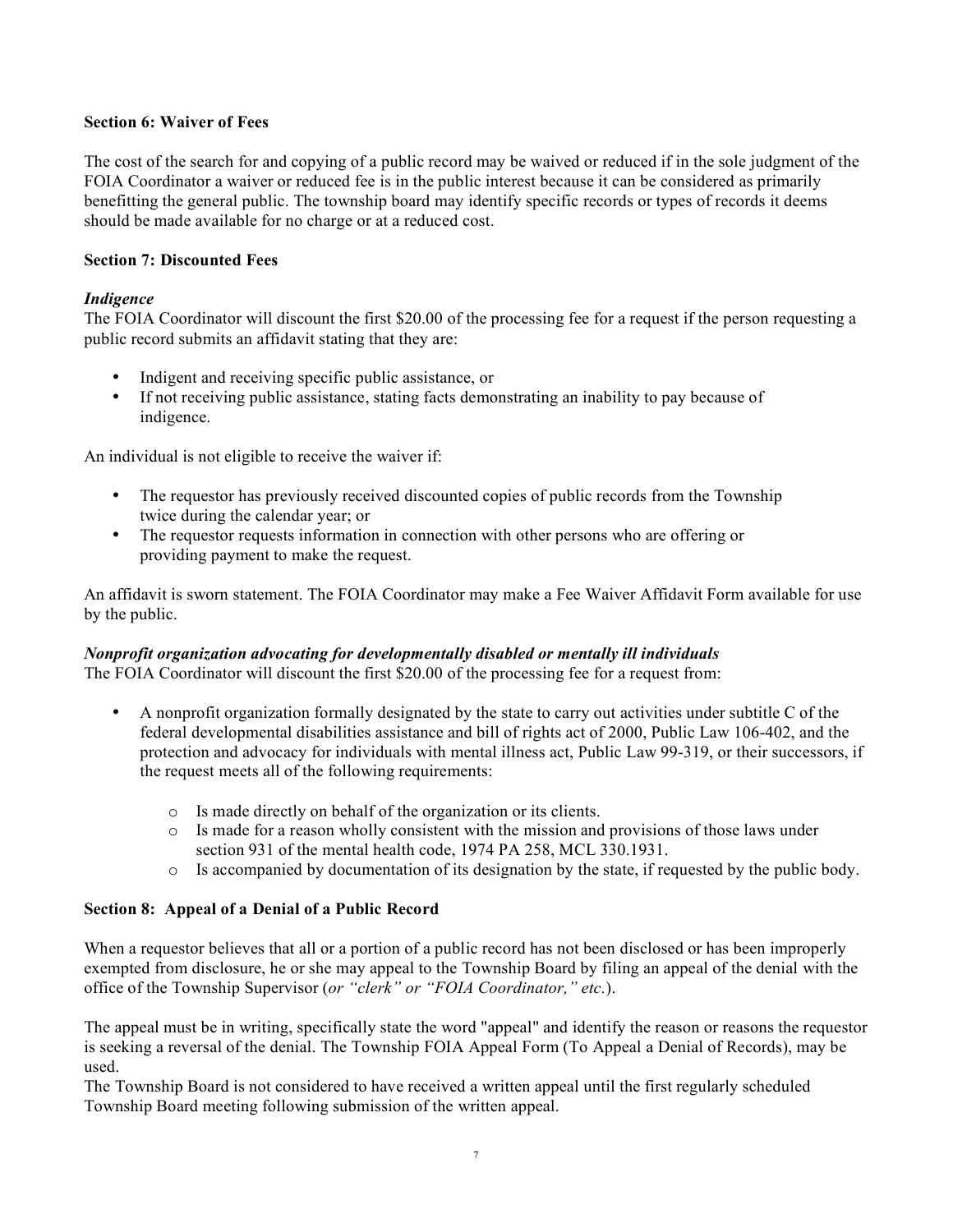**Section 6: Waiver of Fees**

The cost of the search for and copying of a public record may be waived or reduced if in the sole judgment of the FOIA Coordinator a waiver or reduced fee is in the public interest because it can be considered as primarily benefitting the general public. The township board may identify specific records or types of records it deems should be made available for no charge or at a reduced cost.

**Section 7: Discounted Fees**

***Indigence***

The FOIA Coordinator will discount the first $20.00 of the processing fee for a request if the person requesting a public record submits an affidavit stating that they are:

- Indigent and receiving specific public assistance, or
- If not receiving public assistance, stating facts demonstrating an inability to pay because of indigence.

An individual is not eligible to receive the waiver if:

- The requestor has previously received discounted copies of public records from the Township twice during the calendar year; or
- The requestor requests information in connection with other persons who are offering or providing payment to make the request.

An affidavit is sworn statement. The FOIA Coordinator may make a Fee Waiver Affidavit Form available for use by the public.

***Nonprofit organization advocating for developmentally disabled or mentally ill individuals***

The FOIA Coordinator will discount the first $20.00 of the processing fee for a request from:

- A nonprofit organization formally designated by the state to carry out activities under subtitle C of the federal developmental disabilities assistance and bill of rights act of 2000, Public Law 106-402, and the protection and advocacy for individuals with mental illness act, Public Law 99-319, or their successors, if the request meets all of the following requirements:
    - Is made directly on behalf of the organization or its clients.
    - Is made for a reason wholly consistent with the mission and provisions of those laws under section 931 of the mental health code, 1974 PA 258, MCL 330.1931.
    - Is accompanied by documentation of its designation by the state, if requested by the public body.

**Section 8: Appeal of a Denial of a Public Record**

When a requestor believes that all or a portion of a public record has not been disclosed or has been improperly exempted from disclosure, he or she may appeal to the Township Board by filing an appeal of the denial with the office of the Township Supervisor (*or "clerk" or "FOIA Coordinator," etc.*).

The appeal must be in writing, specifically state the word "appeal" and identify the reason or reasons the requestor is seeking a reversal of the denial. The Township FOIA Appeal Form (To Appeal a Denial of Records), may be used.

The Township Board is not considered to have received a written appeal until the first regularly scheduled Township Board meeting following submission of the written appeal.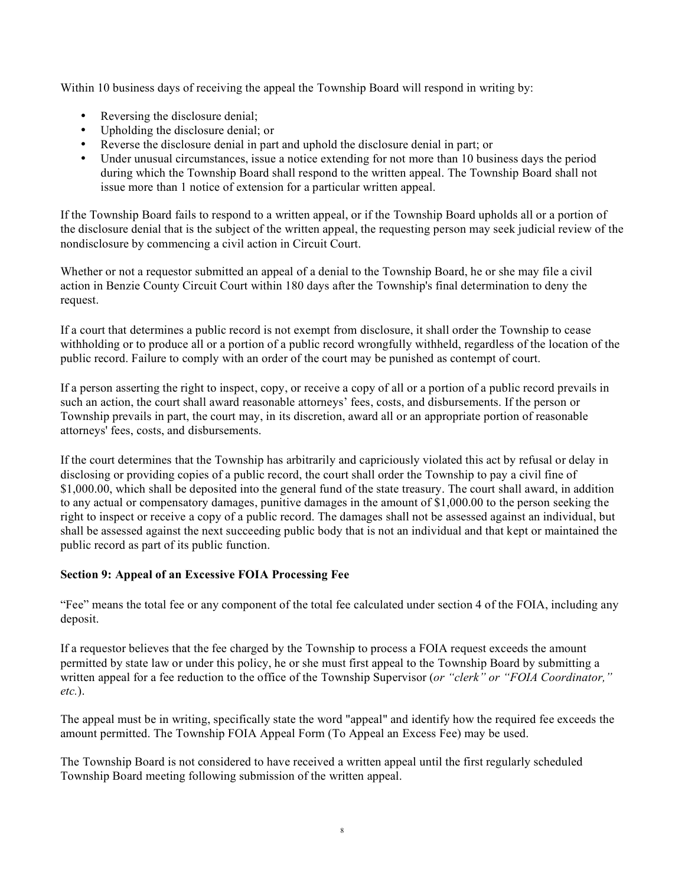Within 10 business days of receiving the appeal the Township Board will respond in writing by:

- Reversing the disclosure denial;
- Upholding the disclosure denial; or
- Reverse the disclosure denial in part and uphold the disclosure denial in part; or
- Under unusual circumstances, issue a notice extending for not more than 10 business days the period during which the Township Board shall respond to the written appeal. The Township Board shall not issue more than 1 notice of extension for a particular written appeal.

If the Township Board fails to respond to a written appeal, or if the Township Board upholds all or a portion of the disclosure denial that is the subject of the written appeal, the requesting person may seek judicial review of the nondisclosure by commencing a civil action in Circuit Court.

Whether or not a requestor submitted an appeal of a denial to the Township Board, he or she may file a civil action in Benzie County Circuit Court within 180 days after the Township's final determination to deny the request.

If a court that determines a public record is not exempt from disclosure, it shall order the Township to cease withholding or to produce all or a portion of a public record wrongfully withheld, regardless of the location of the public record. Failure to comply with an order of the court may be punished as contempt of court.

If a person asserting the right to inspect, copy, or receive a copy of all or a portion of a public record prevails in such an action, the court shall award reasonable attorneys' fees, costs, and disbursements. If the person or Township prevails in part, the court may, in its discretion, award all or an appropriate portion of reasonable attorneys' fees, costs, and disbursements.

If the court determines that the Township has arbitrarily and capriciously violated this act by refusal or delay in disclosing or providing copies of a public record, the court shall order the Township to pay a civil fine of $1,000.00, which shall be deposited into the general fund of the state treasury. The court shall award, in addition to any actual or compensatory damages, punitive damages in the amount of $1,000.00 to the person seeking the right to inspect or receive a copy of a public record. The damages shall not be assessed against an individual, but shall be assessed against the next succeeding public body that is not an individual and that kept or maintained the public record as part of its public function.

**Section 9: Appeal of an Excessive FOIA Processing Fee**

"Fee" means the total fee or any component of the total fee calculated under section 4 of the FOIA, including any deposit.

If a requestor believes that the fee charged by the Township to process a FOIA request exceeds the amount permitted by state law or under this policy, he or she must first appeal to the Township Board by submitting a written appeal for a fee reduction to the office of the Township Supervisor (*or "clerk" or "FOIA Coordinator," etc.*).

The appeal must be in writing, specifically state the word "appeal" and identify how the required fee exceeds the amount permitted. The Township FOIA Appeal Form (To Appeal an Excess Fee) may be used.

The Township Board is not considered to have received a written appeal until the first regularly scheduled Township Board meeting following submission of the written appeal.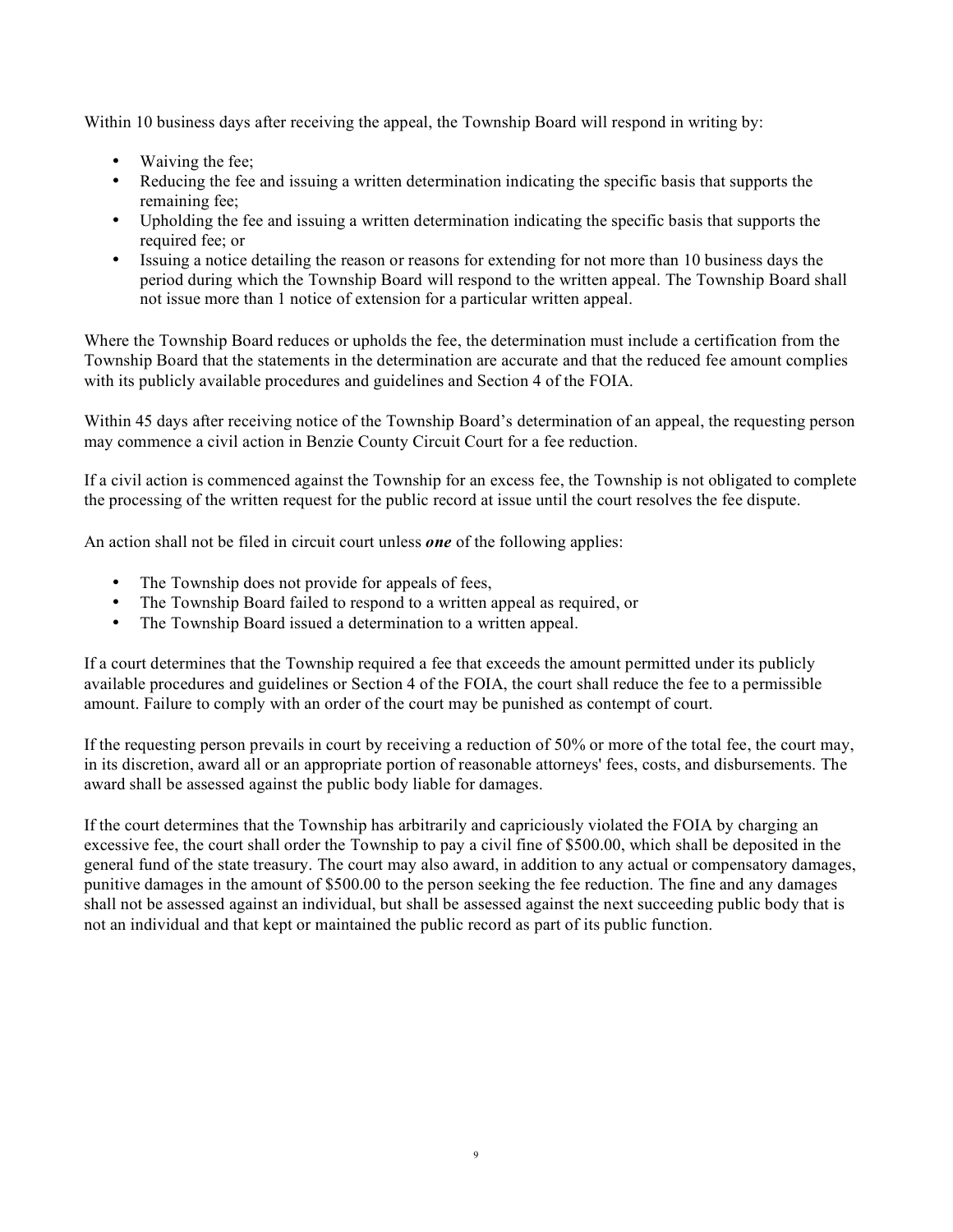Within 10 business days after receiving the appeal, the Township Board will respond in writing by:

- Waiving the fee;
- Reducing the fee and issuing a written determination indicating the specific basis that supports the remaining fee;
- Upholding the fee and issuing a written determination indicating the specific basis that supports the required fee; or
- Issuing a notice detailing the reason or reasons for extending for not more than 10 business days the period during which the Township Board will respond to the written appeal. The Township Board shall not issue more than 1 notice of extension for a particular written appeal.

Where the Township Board reduces or upholds the fee, the determination must include a certification from the Township Board that the statements in the determination are accurate and that the reduced fee amount complies with its publicly available procedures and guidelines and Section 4 of the FOIA.

Within 45 days after receiving notice of the Township Board's determination of an appeal, the requesting person may commence a civil action in Benzie County Circuit Court for a fee reduction.

If a civil action is commenced against the Township for an excess fee, the Township is not obligated to complete the processing of the written request for the public record at issue until the court resolves the fee dispute.

An action shall not be filed in circuit court unless ***one*** of the following applies:

- The Township does not provide for appeals of fees,
- The Township Board failed to respond to a written appeal as required, or
- The Township Board issued a determination to a written appeal.

If a court determines that the Township required a fee that exceeds the amount permitted under its publicly available procedures and guidelines or Section 4 of the FOIA, the court shall reduce the fee to a permissible amount. Failure to comply with an order of the court may be punished as contempt of court.

If the requesting person prevails in court by receiving a reduction of 50% or more of the total fee, the court may, in its discretion, award all or an appropriate portion of reasonable attorneys' fees, costs, and disbursements. The award shall be assessed against the public body liable for damages.

If the court determines that the Township has arbitrarily and capriciously violated the FOIA by charging an excessive fee, the court shall order the Township to pay a civil fine of $500.00, which shall be deposited in the general fund of the state treasury. The court may also award, in addition to any actual or compensatory damages, punitive damages in the amount of $500.00 to the person seeking the fee reduction. The fine and any damages shall not be assessed against an individual, but shall be assessed against the next succeeding public body that is not an individual and that kept or maintained the public record as part of its public function.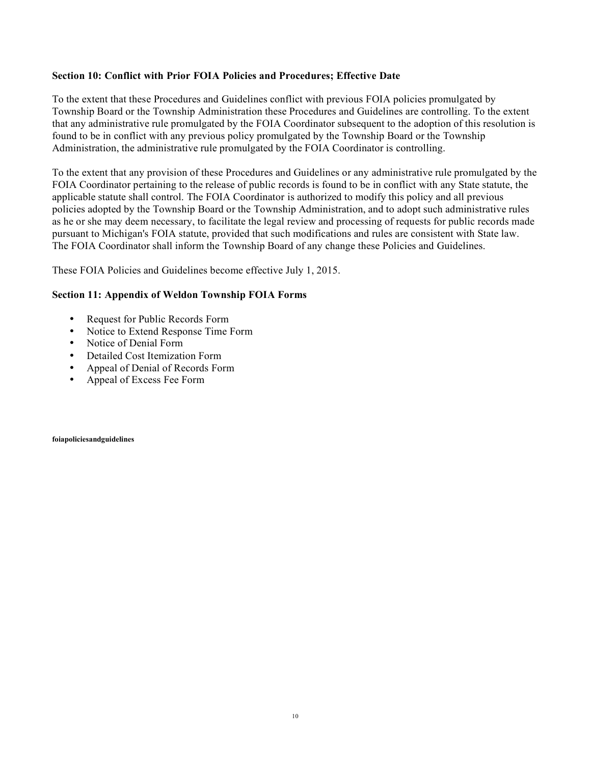**Section 10: Conflict with Prior FOIA Policies and Procedures; Effective Date**

To the extent that these Procedures and Guidelines conflict with previous FOIA policies promulgated by Township Board or the Township Administration these Procedures and Guidelines are controlling. To the extent that any administrative rule promulgated by the FOIA Coordinator subsequent to the adoption of this resolution is found to be in conflict with any previous policy promulgated by the Township Board or the Township Administration, the administrative rule promulgated by the FOIA Coordinator is controlling.

To the extent that any provision of these Procedures and Guidelines or any administrative rule promulgated by the FOIA Coordinator pertaining to the release of public records is found to be in conflict with any State statute, the applicable statute shall control. The FOIA Coordinator is authorized to modify this policy and all previous policies adopted by the Township Board or the Township Administration, and to adopt such administrative rules as he or she may deem necessary, to facilitate the legal review and processing of requests for public records made pursuant to Michigan's FOIA statute, provided that such modifications and rules are consistent with State law. The FOIA Coordinator shall inform the Township Board of any change these Policies and Guidelines.

These FOIA Policies and Guidelines become effective July 1, 2015.

**Section 11: Appendix of Weldon Township FOIA Forms**

- Request for Public Records Form
- Notice to Extend Response Time Form
- Notice of Denial Form
- Detailed Cost Itemization Form
- Appeal of Denial of Records Form
- Appeal of Excess Fee Form

**foiapoliciesandguidelines**